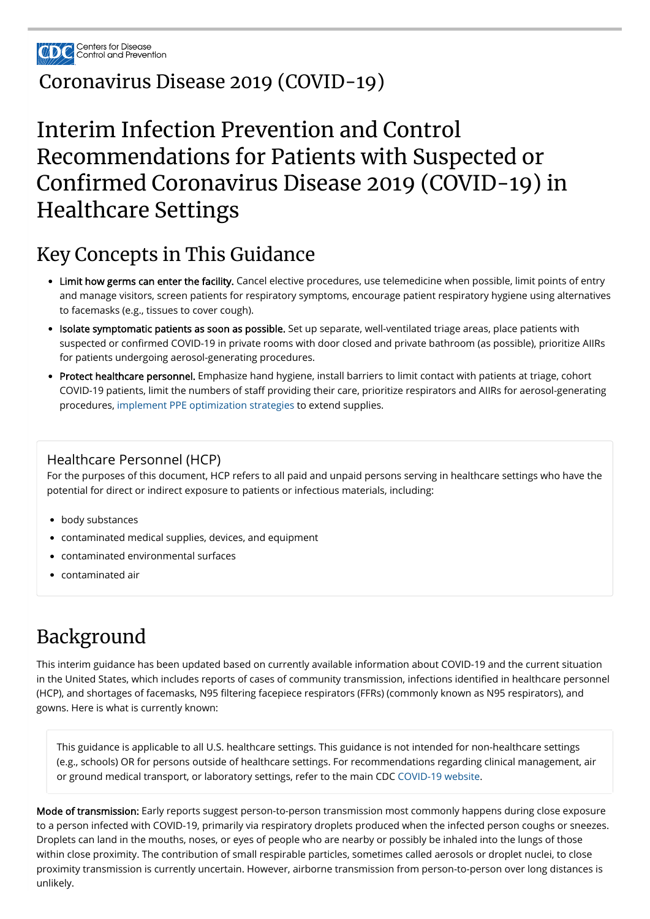Centers for Disease Control and Prevention

Coronavirus Disease 2019 (COVID-19)

# Interim Infection Prevention and Control Recommendations for Patients with Suspected or Confirmed Coronavirus Disease 2019 (COVID-19) in Healthcare Settings

## Key Concepts in This Guidance

- **Limit how germs can enter the facility.** Cancel elective procedures, use telemedicine when possible, limit points of entry and manage visitors, screen patients for respiratory symptoms, encourage patient respiratory hygiene using alternatives to facemasks (e.g., tissues to cover cough).
- **Isolate symptomatic patients as soon as possible.** Set up separate, well-ventilated triage areas, place patients with suspected or confirmed COVID-19 in private rooms with door closed and private bathroom (as possible), prioritize AIIRs for patients undergoing aerosol-generating procedures.
- **Protect healthcare personnel.** Emphasize hand hygiene, install barriers to limit contact with patients at triage, cohort COVID-19 patients, limit the numbers of staff providing their care, prioritize respirators and AIIRs for aerosol-generating procedures, implement PPE optimization strategies to extend supplies.

### Healthcare Personnel (HCP)

For the purposes of this document, HCP refers to all paid and unpaid persons serving in healthcare settings who have the potential for direct or indirect exposure to patients or infectious materials, including:

- body substances
- contaminated medical supplies, devices, and equipment
- contaminated environmental surfaces
- contaminated air

## Background

This interim guidance has been updated based on currently available information about COVID-19 and the current situation in the United States, which includes reports of cases of community transmission, infections identified in healthcare personnel (HCP), and shortages of facemasks, N95 filtering facepiece respirators (FFRs) (commonly known as N95 respirators), and gowns. Here is what is currently known:

> This guidance is applicable to all U.S. healthcare settings. This guidance is not intended for non-healthcare settings (e.g., schools) OR for persons outside of healthcare settings. For recommendations regarding clinical management, air or ground medical transport, or laboratory settings, refer to the main CDC COVID-19 website.

**Mode of transmission:** Early reports suggest person-to-person transmission most commonly happens during close exposure to a person infected with COVID-19, primarily via respiratory droplets produced when the infected person coughs or sneezes. Droplets can land in the mouths, noses, or eyes of people who are nearby or possibly be inhaled into the lungs of those within close proximity. The contribution of small respirable particles, sometimes called aerosols or droplet nuclei, to close proximity transmission is currently uncertain. However, airborne transmission from person-to-person over long distances is unlikely.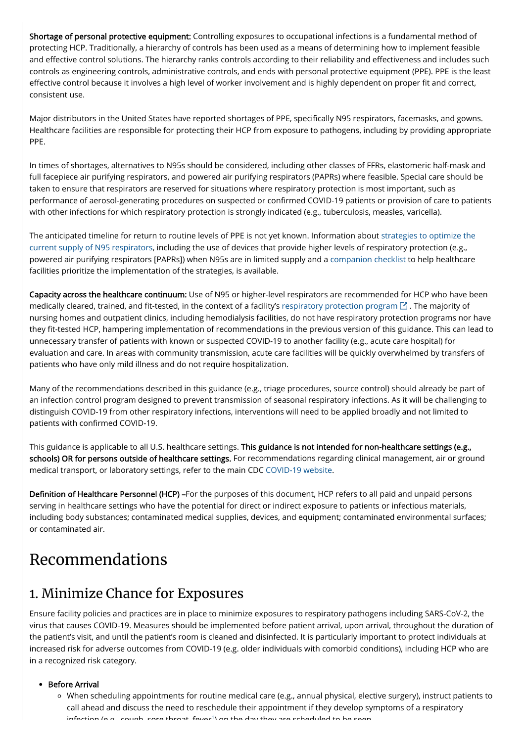**Shortage of personal protective equipment:** Controlling exposures to occupational infections is a fundamental method of protecting HCP. Traditionally, a hierarchy of controls has been used as a means of determining how to implement feasible and effective control solutions. The hierarchy ranks controls according to their reliability and effectiveness and includes such controls as engineering controls, administrative controls, and ends with personal protective equipment (PPE). PPE is the least effective control because it involves a high level of worker involvement and is highly dependent on proper fit and correct, consistent use.

Major distributors in the United States have reported shortages of PPE, specifically N95 respirators, facemasks, and gowns. Healthcare facilities are responsible for protecting their HCP from exposure to pathogens, including by providing appropriate PPE.

In times of shortages, alternatives to N95s should be considered, including other classes of FFRs, elastomeric half-mask and full facepiece air purifying respirators, and powered air purifying respirators (PAPRs) where feasible. Special care should be taken to ensure that respirators are reserved for situations where respiratory protection is most important, such as performance of aerosol-generating procedures on suspected or confirmed COVID-19 patients or provision of care to patients with other infections for which respiratory protection is strongly indicated (e.g., tuberculosis, measles, varicella).

The anticipated timeline for return to routine levels of PPE is not yet known. Information about strategies to optimize the current supply of N95 respirators, including the use of devices that provide higher levels of respiratory protection (e.g., powered air purifying respirators [PAPRs]) when N95s are in limited supply and a companion checklist to help healthcare facilities prioritize the implementation of the strategies, is available.

**Capacity across the healthcare continuum:** Use of N95 or higher-level respirators are recommended for HCP who have been medically cleared, trained, and fit-tested, in the context of a facility's respiratory protection program. The majority of nursing homes and outpatient clinics, including hemodialysis facilities, do not have respiratory protection programs nor have they fit-tested HCP, hampering implementation of recommendations in the previous version of this guidance. This can lead to unnecessary transfer of patients with known or suspected COVID-19 to another facility (e.g., acute care hospital) for evaluation and care. In areas with community transmission, acute care facilities will be quickly overwhelmed by transfers of patients who have only mild illness and do not require hospitalization.

Many of the recommendations described in this guidance (e.g., triage procedures, source control) should already be part of an infection control program designed to prevent transmission of seasonal respiratory infections. As it will be challenging to distinguish COVID-19 from other respiratory infections, interventions will need to be applied broadly and not limited to patients with confirmed COVID-19.

This guidance is applicable to all U.S. healthcare settings. **This guidance is not intended for non-healthcare settings (e.g., schools) OR for persons outside of healthcare settings.** For recommendations regarding clinical management, air or ground medical transport, or laboratory settings, refer to the main CDC COVID-19 website.

**Definition of Healthcare Personnel (HCP) –**For the purposes of this document, HCP refers to all paid and unpaid persons serving in healthcare settings who have the potential for direct or indirect exposure to patients or infectious materials, including body substances; contaminated medical supplies, devices, and equipment; contaminated environmental surfaces; or contaminated air.

# Recommendations

## 1. Minimize Chance for Exposures

Ensure facility policies and practices are in place to minimize exposures to respiratory pathogens including SARS-CoV-2, the virus that causes COVID-19. Measures should be implemented before patient arrival, upon arrival, throughout the duration of the patient's visit, and until the patient's room is cleaned and disinfected. It is particularly important to protect individuals at increased risk for adverse outcomes from COVID-19 (e.g. older individuals with comorbid conditions), including HCP who are in a recognized risk category.

- **Before Arrival**
  - When scheduling appointments for routine medical care (e.g., annual physical, elective surgery), instruct patients to call ahead and discuss the need to reschedule their appointment if they develop symptoms of a respiratory infection (e.g., cough, sore throat, fever[1]) on the day they are scheduled to be seen.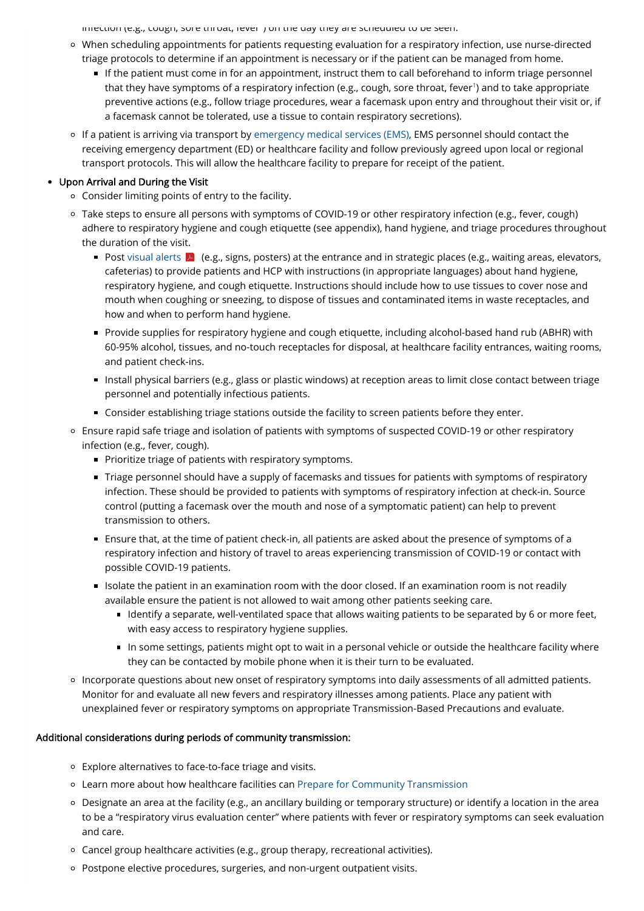infection (e.g., cough, sore throat, fever[1]) on the day they are scheduled to be seen.

- When scheduling appointments for patients requesting evaluation for a respiratory infection, use nurse-directed triage protocols to determine if an appointment is necessary or if the patient can be managed from home.
  - If the patient must come in for an appointment, instruct them to call beforehand to inform triage personnel that they have symptoms of a respiratory infection (e.g., cough, sore throat, fever[1]) and to take appropriate preventive actions (e.g., follow triage procedures, wear a facemask upon entry and throughout their visit or, if a facemask cannot be tolerated, use a tissue to contain respiratory secretions).
- If a patient is arriving via transport by emergency medical services (EMS), EMS personnel should contact the receiving emergency department (ED) or healthcare facility and follow previously agreed upon local or regional transport protocols. This will allow the healthcare facility to prepare for receipt of the patient.

- Upon Arrival and During the Visit
  - Consider limiting points of entry to the facility.
  - Take steps to ensure all persons with symptoms of COVID-19 or other respiratory infection (e.g., fever, cough) adhere to respiratory hygiene and cough etiquette (see appendix), hand hygiene, and triage procedures throughout the duration of the visit.
    - Post visual alerts (e.g., signs, posters) at the entrance and in strategic places (e.g., waiting areas, elevators, cafeterias) to provide patients and HCP with instructions (in appropriate languages) about hand hygiene, respiratory hygiene, and cough etiquette. Instructions should include how to use tissues to cover nose and mouth when coughing or sneezing, to dispose of tissues and contaminated items in waste receptacles, and how and when to perform hand hygiene.
    - Provide supplies for respiratory hygiene and cough etiquette, including alcohol-based hand rub (ABHR) with 60-95% alcohol, tissues, and no-touch receptacles for disposal, at healthcare facility entrances, waiting rooms, and patient check-ins.
    - Install physical barriers (e.g., glass or plastic windows) at reception areas to limit close contact between triage personnel and potentially infectious patients.
    - Consider establishing triage stations outside the facility to screen patients before they enter.
  - Ensure rapid safe triage and isolation of patients with symptoms of suspected COVID-19 or other respiratory infection (e.g., fever, cough).
    - Prioritize triage of patients with respiratory symptoms.
    - Triage personnel should have a supply of facemasks and tissues for patients with symptoms of respiratory infection. These should be provided to patients with symptoms of respiratory infection at check-in. Source control (putting a facemask over the mouth and nose of a symptomatic patient) can help to prevent transmission to others.
    - Ensure that, at the time of patient check-in, all patients are asked about the presence of symptoms of a respiratory infection and history of travel to areas experiencing transmission of COVID-19 or contact with possible COVID-19 patients.
    - Isolate the patient in an examination room with the door closed. If an examination room is not readily available ensure the patient is not allowed to wait among other patients seeking care.
      - Identify a separate, well-ventilated space that allows waiting patients to be separated by 6 or more feet, with easy access to respiratory hygiene supplies.
      - In some settings, patients might opt to wait in a personal vehicle or outside the healthcare facility where they can be contacted by mobile phone when it is their turn to be evaluated.
  - Incorporate questions about new onset of respiratory symptoms into daily assessments of all admitted patients. Monitor for and evaluate all new fevers and respiratory illnesses among patients. Place any patient with unexplained fever or respiratory symptoms on appropriate Transmission-Based Precautions and evaluate.

Additional considerations during periods of community transmission:

- Explore alternatives to face-to-face triage and visits.
- Learn more about how healthcare facilities can Prepare for Community Transmission
- Designate an area at the facility (e.g., an ancillary building or temporary structure) or identify a location in the area to be a "respiratory virus evaluation center" where patients with fever or respiratory symptoms can seek evaluation and care.
- Cancel group healthcare activities (e.g., group therapy, recreational activities).
- Postpone elective procedures, surgeries, and non-urgent outpatient visits.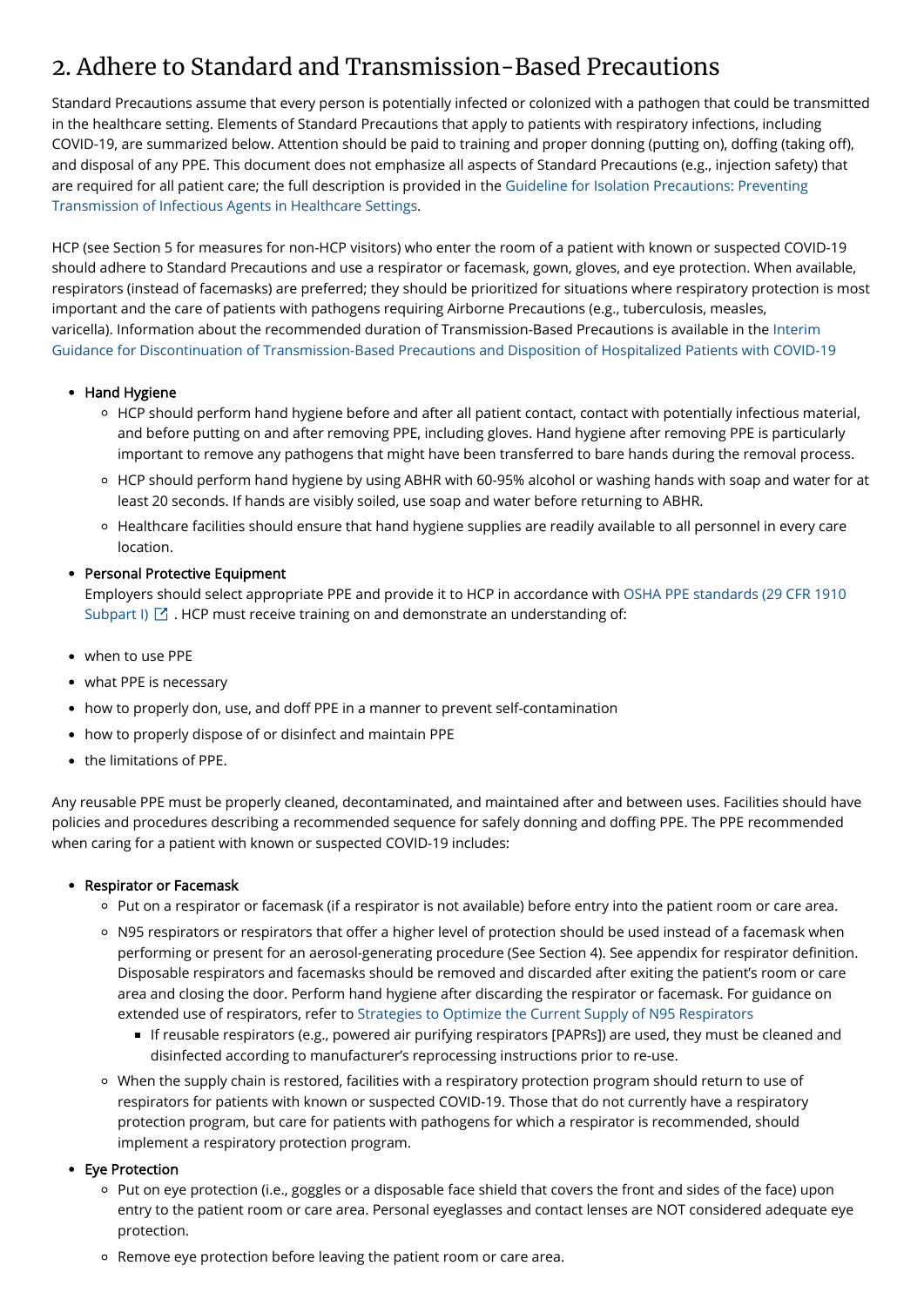## 2. Adhere to Standard and Transmission-Based Precautions

Standard Precautions assume that every person is potentially infected or colonized with a pathogen that could be transmitted in the healthcare setting. Elements of Standard Precautions that apply to patients with respiratory infections, including COVID-19, are summarized below. Attention should be paid to training and proper donning (putting on), doffing (taking off), and disposal of any PPE. This document does not emphasize all aspects of Standard Precautions (e.g., injection safety) that are required for all patient care; the full description is provided in the Guideline for Isolation Precautions: Preventing Transmission of Infectious Agents in Healthcare Settings.

HCP (see Section 5 for measures for non-HCP visitors) who enter the room of a patient with known or suspected COVID-19 should adhere to Standard Precautions and use a respirator or facemask, gown, gloves, and eye protection. When available, respirators (instead of facemasks) are preferred; they should be prioritized for situations where respiratory protection is most important and the care of patients with pathogens requiring Airborne Precautions (e.g., tuberculosis, measles, varicella). Information about the recommended duration of Transmission-Based Precautions is available in the Interim Guidance for Discontinuation of Transmission-Based Precautions and Disposition of Hospitalized Patients with COVID-19

- Hand Hygiene
  - HCP should perform hand hygiene before and after all patient contact, contact with potentially infectious material, and before putting on and after removing PPE, including gloves. Hand hygiene after removing PPE is particularly important to remove any pathogens that might have been transferred to bare hands during the removal process.
  - HCP should perform hand hygiene by using ABHR with 60-95% alcohol or washing hands with soap and water for at least 20 seconds. If hands are visibly soiled, use soap and water before returning to ABHR.
  - Healthcare facilities should ensure that hand hygiene supplies are readily available to all personnel in every care location.
- Personal Protective Equipment
  Employers should select appropriate PPE and provide it to HCP in accordance with OSHA PPE standards (29 CFR 1910 Subpart I). HCP must receive training on and demonstrate an understanding of:

- when to use PPE
- what PPE is necessary
- how to properly don, use, and doff PPE in a manner to prevent self-contamination
- how to properly dispose of or disinfect and maintain PPE
- the limitations of PPE.

Any reusable PPE must be properly cleaned, decontaminated, and maintained after and between uses. Facilities should have policies and procedures describing a recommended sequence for safely donning and doffing PPE. The PPE recommended when caring for a patient with known or suspected COVID-19 includes:

- Respirator or Facemask
  - Put on a respirator or facemask (if a respirator is not available) before entry into the patient room or care area.
  - N95 respirators or respirators that offer a higher level of protection should be used instead of a facemask when performing or present for an aerosol-generating procedure (See Section 4). See appendix for respirator definition. Disposable respirators and facemasks should be removed and discarded after exiting the patient's room or care area and closing the door. Perform hand hygiene after discarding the respirator or facemask. For guidance on extended use of respirators, refer to Strategies to Optimize the Current Supply of N95 Respirators
    - If reusable respirators (e.g., powered air purifying respirators [PAPRs]) are used, they must be cleaned and disinfected according to manufacturer's reprocessing instructions prior to re-use.
  - When the supply chain is restored, facilities with a respiratory protection program should return to use of respirators for patients with known or suspected COVID-19. Those that do not currently have a respiratory protection program, but care for patients with pathogens for which a respirator is recommended, should implement a respiratory protection program.
- Eye Protection
  - Put on eye protection (i.e., goggles or a disposable face shield that covers the front and sides of the face) upon entry to the patient room or care area. Personal eyeglasses and contact lenses are NOT considered adequate eye protection.
  - Remove eye protection before leaving the patient room or care area.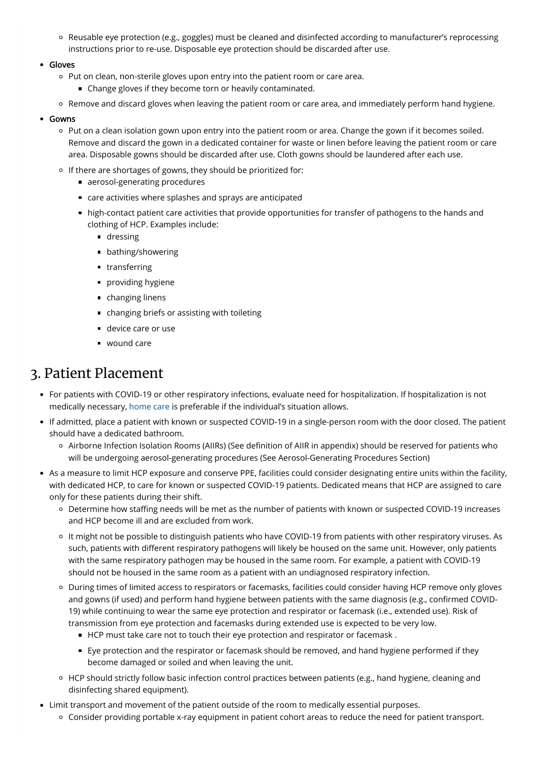- Reusable eye protection (e.g., goggles) must be cleaned and disinfected according to manufacturer's reprocessing instructions prior to re-use. Disposable eye protection should be discarded after use.

- Gloves
  - Put on clean, non-sterile gloves upon entry into the patient room or care area.
    - Change gloves if they become torn or heavily contaminated.
  - Remove and discard gloves when leaving the patient room or care area, and immediately perform hand hygiene.
- Gowns
  - Put on a clean isolation gown upon entry into the patient room or area. Change the gown if it becomes soiled. Remove and discard the gown in a dedicated container for waste or linen before leaving the patient room or care area. Disposable gowns should be discarded after use. Cloth gowns should be laundered after each use.
  - If there are shortages of gowns, they should be prioritized for:
    - aerosol-generating procedures
    - care activities where splashes and sprays are anticipated
    - high-contact patient care activities that provide opportunities for transfer of pathogens to the hands and clothing of HCP. Examples include:
      - dressing
      - bathing/showering
      - transferring
      - providing hygiene
      - changing linens
      - changing briefs or assisting with toileting
      - device care or use
      - wound care

## 3. Patient Placement

- For patients with COVID-19 or other respiratory infections, evaluate need for hospitalization. If hospitalization is not medically necessary, home care is preferable if the individual's situation allows.
- If admitted, place a patient with known or suspected COVID-19 in a single-person room with the door closed. The patient should have a dedicated bathroom.
  - Airborne Infection Isolation Rooms (AIIRs) (See definition of AIIR in appendix) should be reserved for patients who will be undergoing aerosol-generating procedures (See Aerosol-Generating Procedures Section)
- As a measure to limit HCP exposure and conserve PPE, facilities could consider designating entire units within the facility, with dedicated HCP, to care for known or suspected COVID-19 patients. Dedicated means that HCP are assigned to care only for these patients during their shift.
  - Determine how staffing needs will be met as the number of patients with known or suspected COVID-19 increases and HCP become ill and are excluded from work.
  - It might not be possible to distinguish patients who have COVID-19 from patients with other respiratory viruses. As such, patients with different respiratory pathogens will likely be housed on the same unit. However, only patients with the same respiratory pathogen may be housed in the same room. For example, a patient with COVID-19 should not be housed in the same room as a patient with an undiagnosed respiratory infection.
  - During times of limited access to respirators or facemasks, facilities could consider having HCP remove only gloves and gowns (if used) and perform hand hygiene between patients with the same diagnosis (e.g., confirmed COVID-19) while continuing to wear the same eye protection and respirator or facemask (i.e., extended use). Risk of transmission from eye protection and facemasks during extended use is expected to be very low.
    - HCP must take care not to touch their eye protection and respirator or facemask .
    - Eye protection and the respirator or facemask should be removed, and hand hygiene performed if they become damaged or soiled and when leaving the unit.
  - HCP should strictly follow basic infection control practices between patients (e.g., hand hygiene, cleaning and disinfecting shared equipment).
- Limit transport and movement of the patient outside of the room to medically essential purposes.
  - Consider providing portable x-ray equipment in patient cohort areas to reduce the need for patient transport.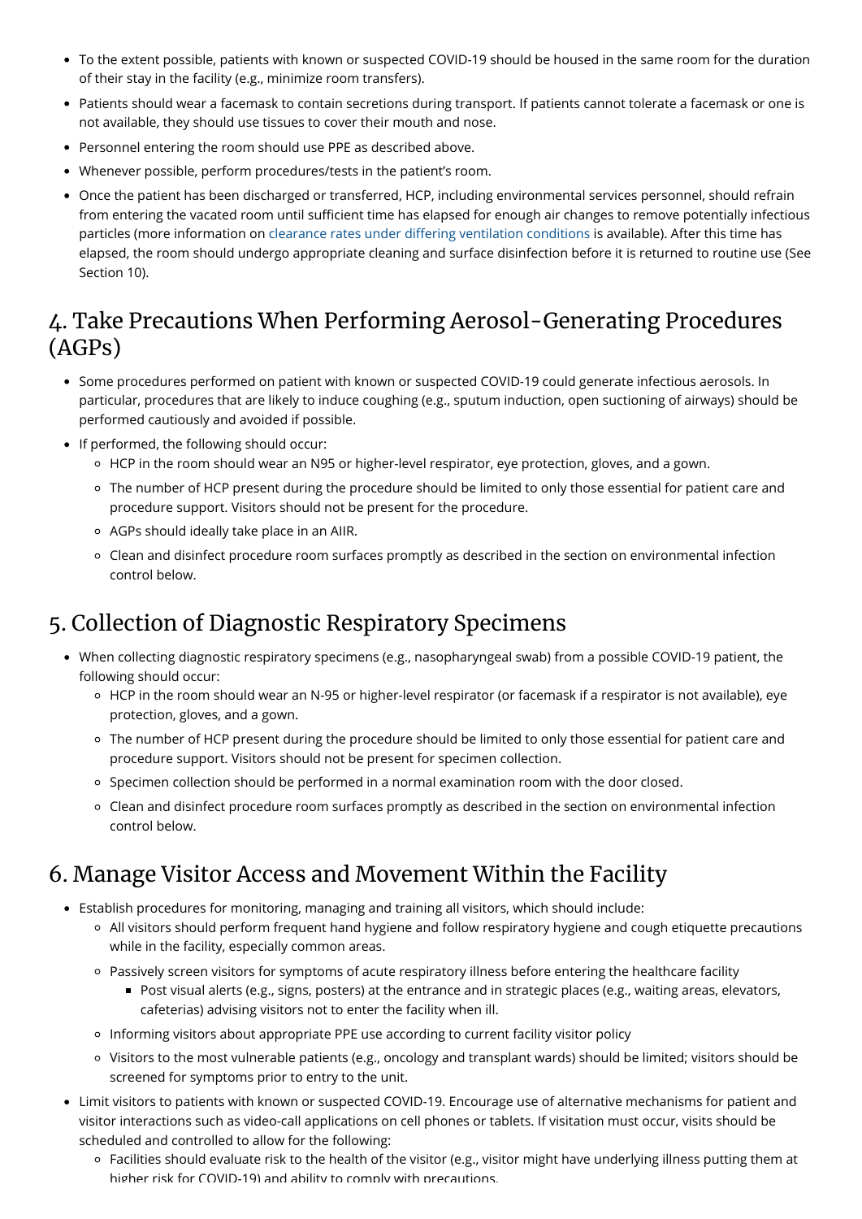- To the extent possible, patients with known or suspected COVID-19 should be housed in the same room for the duration of their stay in the facility (e.g., minimize room transfers).
- Patients should wear a facemask to contain secretions during transport. If patients cannot tolerate a facemask or one is not available, they should use tissues to cover their mouth and nose.
- Personnel entering the room should use PPE as described above.
- Whenever possible, perform procedures/tests in the patient's room.
- Once the patient has been discharged or transferred, HCP, including environmental services personnel, should refrain from entering the vacated room until sufficient time has elapsed for enough air changes to remove potentially infectious particles (more information on clearance rates under differing ventilation conditions is available). After this time has elapsed, the room should undergo appropriate cleaning and surface disinfection before it is returned to routine use (See Section 10).

## 4. Take Precautions When Performing Aerosol-Generating Procedures (AGPs)

- Some procedures performed on patient with known or suspected COVID-19 could generate infectious aerosols. In particular, procedures that are likely to induce coughing (e.g., sputum induction, open suctioning of airways) should be performed cautiously and avoided if possible.
- If performed, the following should occur:
  - HCP in the room should wear an N95 or higher-level respirator, eye protection, gloves, and a gown.
  - The number of HCP present during the procedure should be limited to only those essential for patient care and procedure support. Visitors should not be present for the procedure.
  - AGPs should ideally take place in an AIIR.
  - Clean and disinfect procedure room surfaces promptly as described in the section on environmental infection control below.

## 5. Collection of Diagnostic Respiratory Specimens

- When collecting diagnostic respiratory specimens (e.g., nasopharyngeal swab) from a possible COVID-19 patient, the following should occur:
  - HCP in the room should wear an N-95 or higher-level respirator (or facemask if a respirator is not available), eye protection, gloves, and a gown.
  - The number of HCP present during the procedure should be limited to only those essential for patient care and procedure support. Visitors should not be present for specimen collection.
  - Specimen collection should be performed in a normal examination room with the door closed.
  - Clean and disinfect procedure room surfaces promptly as described in the section on environmental infection control below.

## 6. Manage Visitor Access and Movement Within the Facility

- Establish procedures for monitoring, managing and training all visitors, which should include:
  - All visitors should perform frequent hand hygiene and follow respiratory hygiene and cough etiquette precautions while in the facility, especially common areas.
  - Passively screen visitors for symptoms of acute respiratory illness before entering the healthcare facility
    - Post visual alerts (e.g., signs, posters) at the entrance and in strategic places (e.g., waiting areas, elevators, cafeterias) advising visitors not to enter the facility when ill.
  - Informing visitors about appropriate PPE use according to current facility visitor policy
  - Visitors to the most vulnerable patients (e.g., oncology and transplant wards) should be limited; visitors should be screened for symptoms prior to entry to the unit.
- Limit visitors to patients with known or suspected COVID-19. Encourage use of alternative mechanisms for patient and visitor interactions such as video-call applications on cell phones or tablets. If visitation must occur, visits should be scheduled and controlled to allow for the following:
  - Facilities should evaluate risk to the health of the visitor (e.g., visitor might have underlying illness putting them at higher risk for COVID-19) and ability to comply with precautions.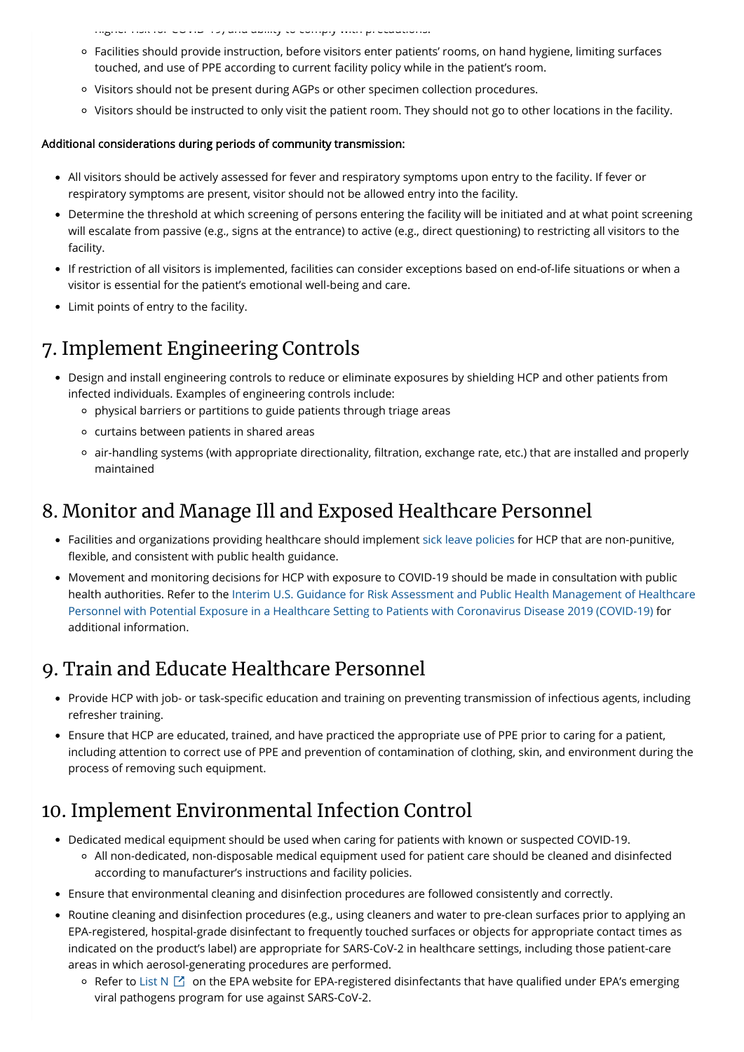higher risk for COVID-19, and ability to comply with precautions.

  - Facilities should provide instruction, before visitors enter patients' rooms, on hand hygiene, limiting surfaces touched, and use of PPE according to current facility policy while in the patient's room.
  - Visitors should not be present during AGPs or other specimen collection procedures.
  - Visitors should be instructed to only visit the patient room. They should not go to other locations in the facility.

**Additional considerations during periods of community transmission:**

- All visitors should be actively assessed for fever and respiratory symptoms upon entry to the facility. If fever or respiratory symptoms are present, visitor should not be allowed entry into the facility.
- Determine the threshold at which screening of persons entering the facility will be initiated and at what point screening will escalate from passive (e.g., signs at the entrance) to active (e.g., direct questioning) to restricting all visitors to the facility.
- If restriction of all visitors is implemented, facilities can consider exceptions based on end-of-life situations or when a visitor is essential for the patient's emotional well-being and care.
- Limit points of entry to the facility.

## 7. Implement Engineering Controls

- Design and install engineering controls to reduce or eliminate exposures by shielding HCP and other patients from infected individuals. Examples of engineering controls include:
  - physical barriers or partitions to guide patients through triage areas
  - curtains between patients in shared areas
  - air-handling systems (with appropriate directionality, filtration, exchange rate, etc.) that are installed and properly maintained

## 8. Monitor and Manage Ill and Exposed Healthcare Personnel

- Facilities and organizations providing healthcare should implement sick leave policies for HCP that are non-punitive, flexible, and consistent with public health guidance.
- Movement and monitoring decisions for HCP with exposure to COVID-19 should be made in consultation with public health authorities. Refer to the Interim U.S. Guidance for Risk Assessment and Public Health Management of Healthcare Personnel with Potential Exposure in a Healthcare Setting to Patients with Coronavirus Disease 2019 (COVID-19) for additional information.

## 9. Train and Educate Healthcare Personnel

- Provide HCP with job- or task-specific education and training on preventing transmission of infectious agents, including refresher training.
- Ensure that HCP are educated, trained, and have practiced the appropriate use of PPE prior to caring for a patient, including attention to correct use of PPE and prevention of contamination of clothing, skin, and environment during the process of removing such equipment.

## 10. Implement Environmental Infection Control

- Dedicated medical equipment should be used when caring for patients with known or suspected COVID-19.
  - All non-dedicated, non-disposable medical equipment used for patient care should be cleaned and disinfected according to manufacturer's instructions and facility policies.
- Ensure that environmental cleaning and disinfection procedures are followed consistently and correctly.
- Routine cleaning and disinfection procedures (e.g., using cleaners and water to pre-clean surfaces prior to applying an EPA-registered, hospital-grade disinfectant to frequently touched surfaces or objects for appropriate contact times as indicated on the product's label) are appropriate for SARS-CoV-2 in healthcare settings, including those patient-care areas in which aerosol-generating procedures are performed.
  - Refer to List N on the EPA website for EPA-registered disinfectants that have qualified under EPA's emerging viral pathogens program for use against SARS-CoV-2.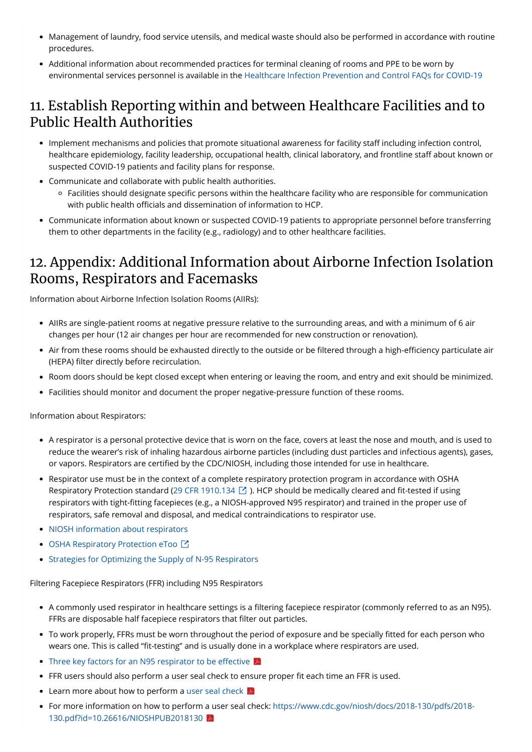- Management of laundry, food service utensils, and medical waste should also be performed in accordance with routine procedures.
- Additional information about recommended practices for terminal cleaning of rooms and PPE to be worn by environmental services personnel is available in the Healthcare Infection Prevention and Control FAQs for COVID-19

## 11. Establish Reporting within and between Healthcare Facilities and to Public Health Authorities

- Implement mechanisms and policies that promote situational awareness for facility staff including infection control, healthcare epidemiology, facility leadership, occupational health, clinical laboratory, and frontline staff about known or suspected COVID-19 patients and facility plans for response.
- Communicate and collaborate with public health authorities.
  - Facilities should designate specific persons within the healthcare facility who are responsible for communication with public health officials and dissemination of information to HCP.
- Communicate information about known or suspected COVID-19 patients to appropriate personnel before transferring them to other departments in the facility (e.g., radiology) and to other healthcare facilities.

## 12. Appendix: Additional Information about Airborne Infection Isolation Rooms, Respirators and Facemasks

Information about Airborne Infection Isolation Rooms (AIIRs):

- AIIRs are single-patient rooms at negative pressure relative to the surrounding areas, and with a minimum of 6 air changes per hour (12 air changes per hour are recommended for new construction or renovation).
- Air from these rooms should be exhausted directly to the outside or be filtered through a high-efficiency particulate air (HEPA) filter directly before recirculation.
- Room doors should be kept closed except when entering or leaving the room, and entry and exit should be minimized.
- Facilities should monitor and document the proper negative-pressure function of these rooms.

Information about Respirators:

- A respirator is a personal protective device that is worn on the face, covers at least the nose and mouth, and is used to reduce the wearer's risk of inhaling hazardous airborne particles (including dust particles and infectious agents), gases, or vapors. Respirators are certified by the CDC/NIOSH, including those intended for use in healthcare.
- Respirator use must be in the context of a complete respiratory protection program in accordance with OSHA Respiratory Protection standard (29 CFR 1910.134). HCP should be medically cleared and fit-tested if using respirators with tight-fitting facepieces (e.g., a NIOSH-approved N95 respirator) and trained in the proper use of respirators, safe removal and disposal, and medical contraindications to respirator use.
- NIOSH information about respirators
- OSHA Respiratory Protection eToo
- Strategies for Optimizing the Supply of N-95 Respirators

Filtering Facepiece Respirators (FFR) including N95 Respirators

- A commonly used respirator in healthcare settings is a filtering facepiece respirator (commonly referred to as an N95). FFRs are disposable half facepiece respirators that filter out particles.
- To work properly, FFRs must be worn throughout the period of exposure and be specially fitted for each person who wears one. This is called "fit-testing" and is usually done in a workplace where respirators are used.
- Three key factors for an N95 respirator to be effective
- FFR users should also perform a user seal check to ensure proper fit each time an FFR is used.
- Learn more about how to perform a user seal check
- For more information on how to perform a user seal check: https://www.cdc.gov/niosh/docs/2018-130/pdfs/2018-130.pdf?id=10.26616/NIOSHPUB2018130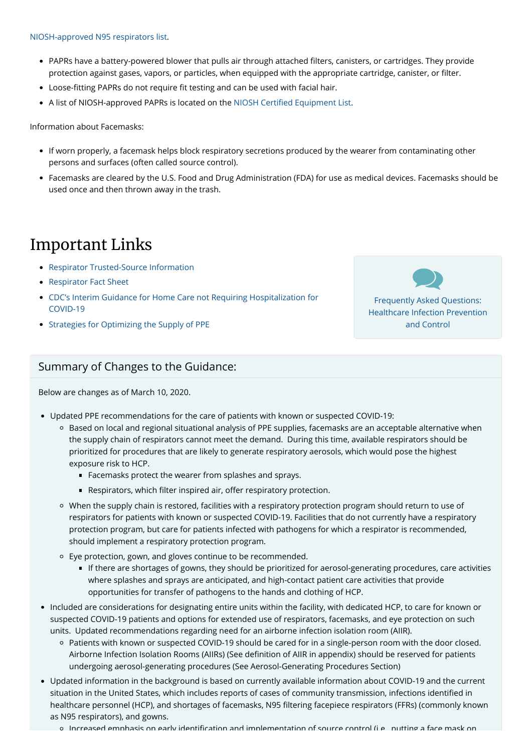NIOSH-approved N95 respirators list.

- PAPRs have a battery-powered blower that pulls air through attached filters, canisters, or cartridges. They provide protection against gases, vapors, or particles, when equipped with the appropriate cartridge, canister, or filter.
- Loose-fitting PAPRs do not require fit testing and can be used with facial hair.
- A list of NIOSH-approved PAPRs is located on the NIOSH Certified Equipment List.

Information about Facemasks:

- If worn properly, a facemask helps block respiratory secretions produced by the wearer from contaminating other persons and surfaces (often called source control).
- Facemasks are cleared by the U.S. Food and Drug Administration (FDA) for use as medical devices. Facemasks should be used once and then thrown away in the trash.

# Important Links

- Respirator Trusted-Source Information
- Respirator Fact Sheet
- CDC's Interim Guidance for Home Care not Requiring Hospitalization for COVID-19
- Strategies for Optimizing the Supply of PPE

Frequently Asked Questions: Healthcare Infection Prevention and Control

## Summary of Changes to the Guidance:

Below are changes as of March 10, 2020.

- Updated PPE recommendations for the care of patients with known or suspected COVID-19:
  - Based on local and regional situational analysis of PPE supplies, facemasks are an acceptable alternative when the supply chain of respirators cannot meet the demand. During this time, available respirators should be prioritized for procedures that are likely to generate respiratory aerosols, which would pose the highest exposure risk to HCP.
    - Facemasks protect the wearer from splashes and sprays.
    - Respirators, which filter inspired air, offer respiratory protection.
  - When the supply chain is restored, facilities with a respiratory protection program should return to use of respirators for patients with known or suspected COVID-19. Facilities that do not currently have a respiratory protection program, but care for patients infected with pathogens for which a respirator is recommended, should implement a respiratory protection program.
  - Eye protection, gown, and gloves continue to be recommended.
    - If there are shortages of gowns, they should be prioritized for aerosol-generating procedures, care activities where splashes and sprays are anticipated, and high-contact patient care activities that provide opportunities for transfer of pathogens to the hands and clothing of HCP.
- Included are considerations for designating entire units within the facility, with dedicated HCP, to care for known or suspected COVID-19 patients and options for extended use of respirators, facemasks, and eye protection on such units. Updated recommendations regarding need for an airborne infection isolation room (AIIR).
  - Patients with known or suspected COVID-19 should be cared for in a single-person room with the door closed. Airborne Infection Isolation Rooms (AIIRs) (See definition of AIIR in appendix) should be reserved for patients undergoing aerosol-generating procedures (See Aerosol-Generating Procedures Section)
- Updated information in the background is based on currently available information about COVID-19 and the current situation in the United States, which includes reports of cases of community transmission, infections identified in healthcare personnel (HCP), and shortages of facemasks, N95 filtering facepiece respirators (FFRs) (commonly known as N95 respirators), and gowns.
  - Increased emphasis on early identification and implementation of source control (i.e., putting a face mask on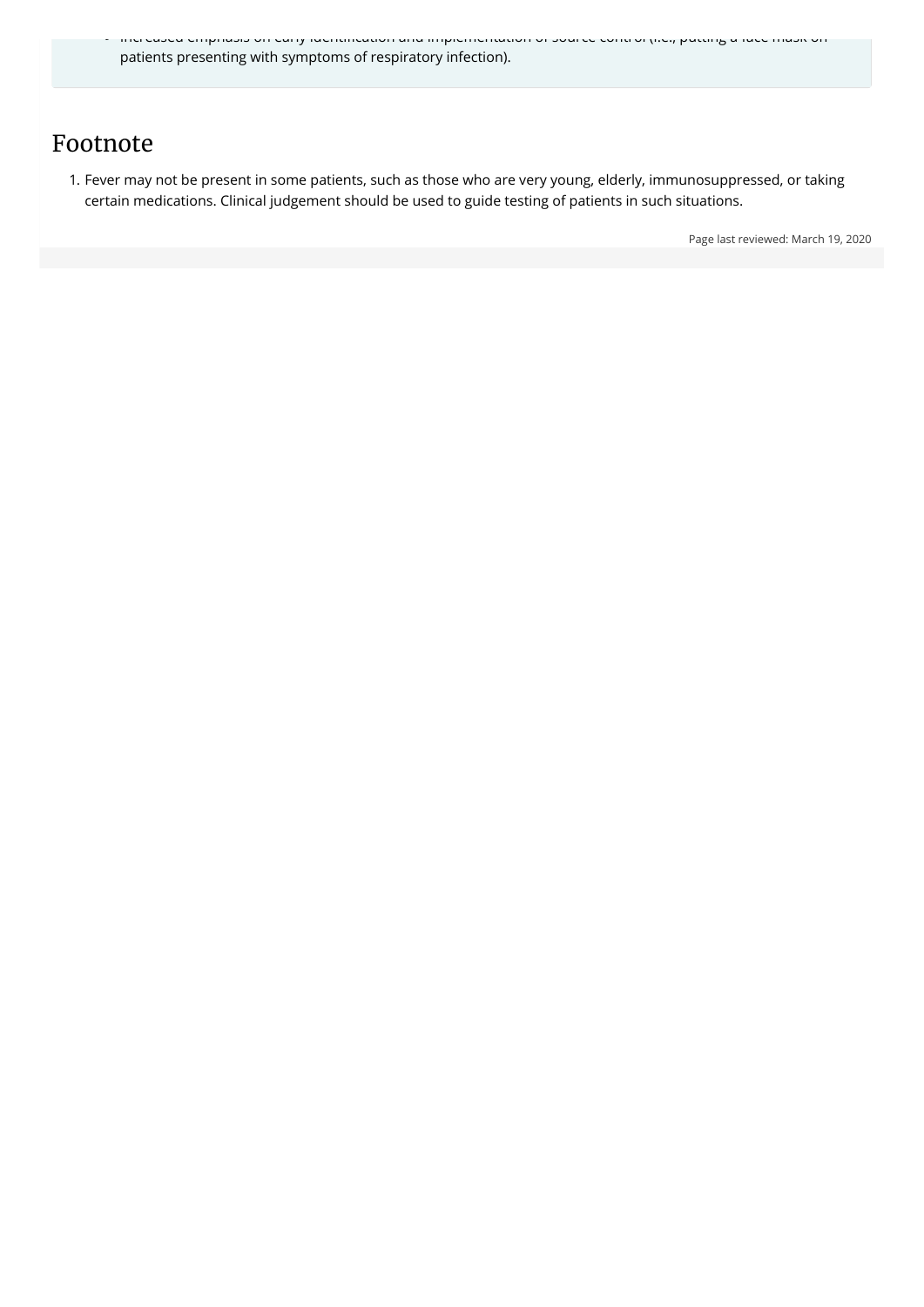- Increased emphasis on early identification and implementation of source control (i.e., putting a face mask on patients presenting with symptoms of respiratory infection).

## Footnote

1. Fever may not be present in some patients, such as those who are very young, elderly, immunosuppressed, or taking certain medications. Clinical judgement should be used to guide testing of patients in such situations.

Page last reviewed: March 19, 2020